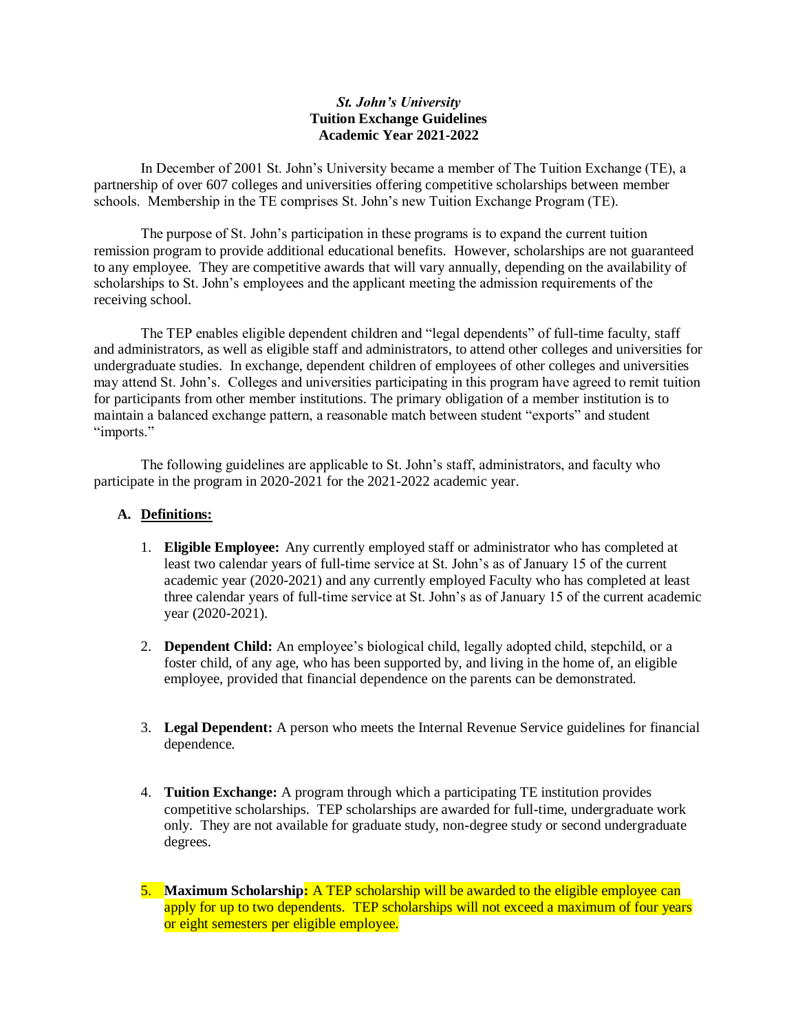***St. John's University***
**Tuition Exchange Guidelines**
**Academic Year 2021-2022**

In December of 2001 St. John's University became a member of The Tuition Exchange (TE), a partnership of over 607 colleges and universities offering competitive scholarships between member schools. Membership in the TE comprises St. John's new Tuition Exchange Program (TE).

The purpose of St. John's participation in these programs is to expand the current tuition remission program to provide additional educational benefits. However, scholarships are not guaranteed to any employee. They are competitive awards that will vary annually, depending on the availability of scholarships to St. John's employees and the applicant meeting the admission requirements of the receiving school.

The TEP enables eligible dependent children and "legal dependents" of full-time faculty, staff and administrators, as well as eligible staff and administrators, to attend other colleges and universities for undergraduate studies. In exchange, dependent children of employees of other colleges and universities may attend St. John's. Colleges and universities participating in this program have agreed to remit tuition for participants from other member institutions. The primary obligation of a member institution is to maintain a balanced exchange pattern, a reasonable match between student "exports" and student "imports."

The following guidelines are applicable to St. John's staff, administrators, and faculty who participate in the program in 2020-2021 for the 2021-2022 academic year.

**A. Definitions:**

1. **Eligible Employee:** Any currently employed staff or administrator who has completed at least two calendar years of full-time service at St. John's as of January 15 of the current academic year (2020-2021) and any currently employed Faculty who has completed at least three calendar years of full-time service at St. John's as of January 15 of the current academic year (2020-2021).

2. **Dependent Child:** An employee's biological child, legally adopted child, stepchild, or a foster child, of any age, who has been supported by, and living in the home of, an eligible employee, provided that financial dependence on the parents can be demonstrated.

3. **Legal Dependent:** A person who meets the Internal Revenue Service guidelines for financial dependence.

4. **Tuition Exchange:** A program through which a participating TE institution provides competitive scholarships. TEP scholarships are awarded for full-time, undergraduate work only. They are not available for graduate study, non-degree study or second undergraduate degrees.

5. **Maximum Scholarship:** A TEP scholarship will be awarded to the eligible employee can apply for up to two dependents. TEP scholarships will not exceed a maximum of four years or eight semesters per eligible employee.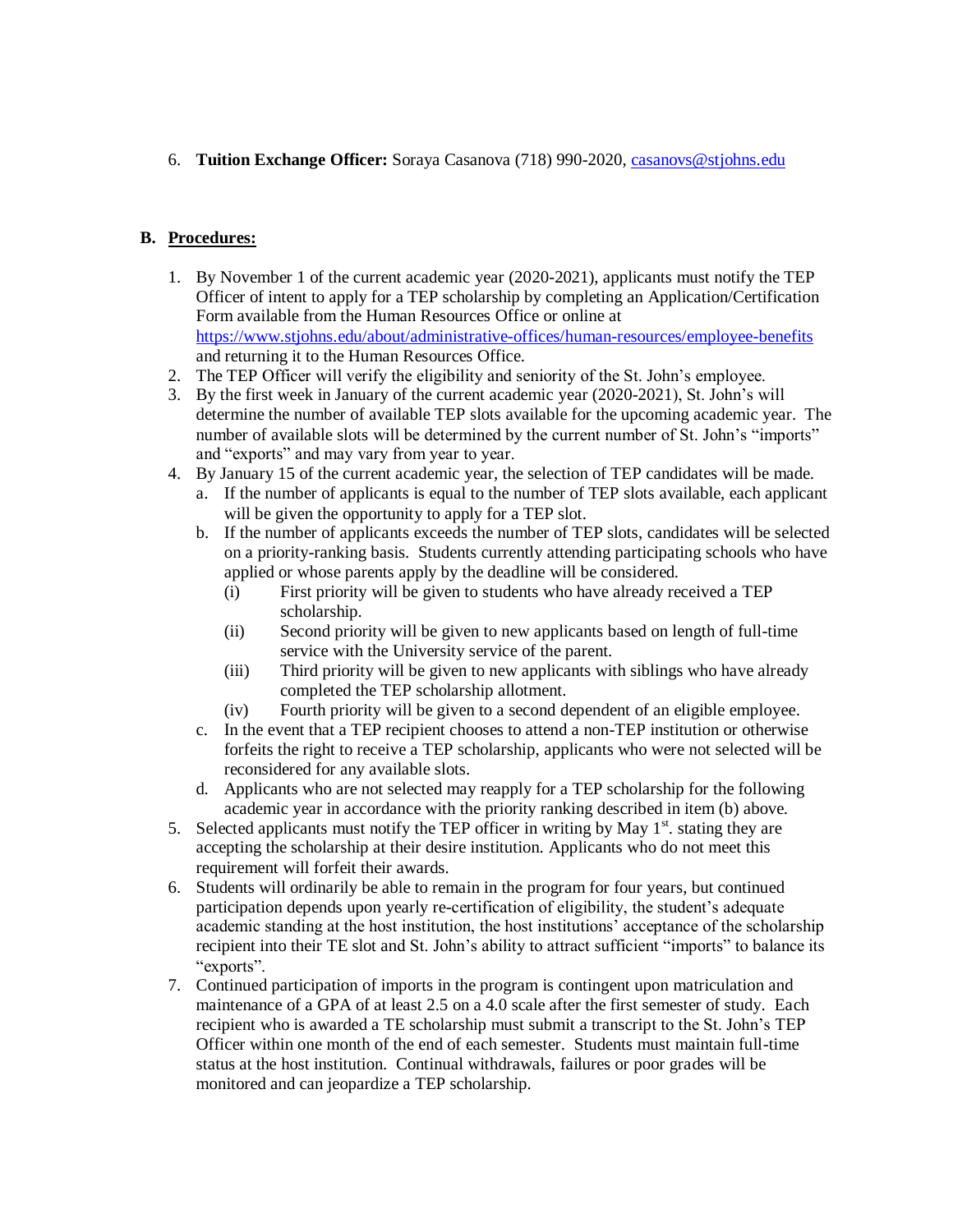6. **Tuition Exchange Officer:** Soraya Casanova (718) 990-2020, casanovs@stjohns.edu

## B. Procedures:

1. By November 1 of the current academic year (2020-2021), applicants must notify the TEP Officer of intent to apply for a TEP scholarship by completing an Application/Certification Form available from the Human Resources Office or online at https://www.stjohns.edu/about/administrative-offices/human-resources/employee-benefits and returning it to the Human Resources Office.
2. The TEP Officer will verify the eligibility and seniority of the St. John's employee.
3. By the first week in January of the current academic year (2020-2021), St. John's will determine the number of available TEP slots available for the upcoming academic year. The number of available slots will be determined by the current number of St. John's "imports" and "exports" and may vary from year to year.
4. By January 15 of the current academic year, the selection of TEP candidates will be made.
   a. If the number of applicants is equal to the number of TEP slots available, each applicant will be given the opportunity to apply for a TEP slot.
   b. If the number of applicants exceeds the number of TEP slots, candidates will be selected on a priority-ranking basis. Students currently attending participating schools who have applied or whose parents apply by the deadline will be considered.
      (i) First priority will be given to students who have already received a TEP scholarship.
      (ii) Second priority will be given to new applicants based on length of full-time service with the University service of the parent.
      (iii) Third priority will be given to new applicants with siblings who have already completed the TEP scholarship allotment.
      (iv) Fourth priority will be given to a second dependent of an eligible employee.
   c. In the event that a TEP recipient chooses to attend a non-TEP institution or otherwise forfeits the right to receive a TEP scholarship, applicants who were not selected will be reconsidered for any available slots.
   d. Applicants who are not selected may reapply for a TEP scholarship for the following academic year in accordance with the priority ranking described in item (b) above.
5. Selected applicants must notify the TEP officer in writing by May 1st. stating they are accepting the scholarship at their desire institution. Applicants who do not meet this requirement will forfeit their awards.
6. Students will ordinarily be able to remain in the program for four years, but continued participation depends upon yearly re-certification of eligibility, the student's adequate academic standing at the host institution, the host institutions' acceptance of the scholarship recipient into their TE slot and St. John's ability to attract sufficient "imports" to balance its "exports".
7. Continued participation of imports in the program is contingent upon matriculation and maintenance of a GPA of at least 2.5 on a 4.0 scale after the first semester of study. Each recipient who is awarded a TE scholarship must submit a transcript to the St. John's TEP Officer within one month of the end of each semester. Students must maintain full-time status at the host institution. Continual withdrawals, failures or poor grades will be monitored and can jeopardize a TEP scholarship.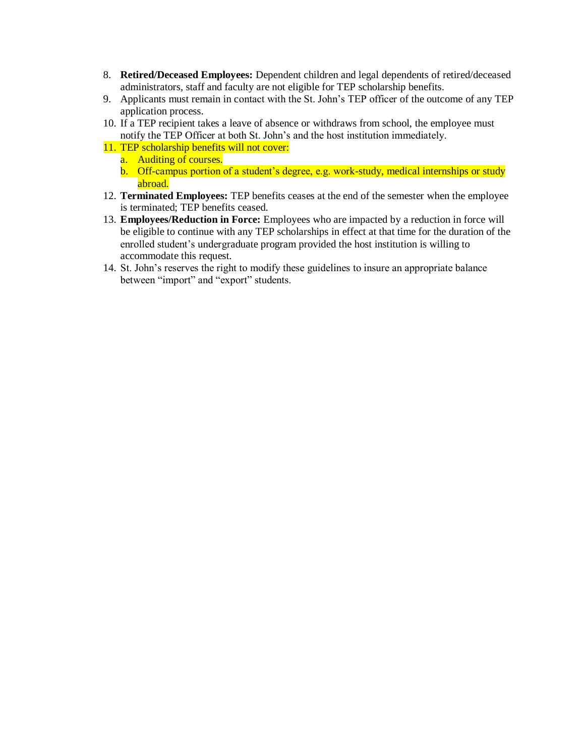8. **Retired/Deceased Employees:** Dependent children and legal dependents of retired/deceased administrators, staff and faculty are not eligible for TEP scholarship benefits.
9. Applicants must remain in contact with the St. John's TEP officer of the outcome of any TEP application process.
10. If a TEP recipient takes a leave of absence or withdraws from school, the employee must notify the TEP Officer at both St. John's and the host institution immediately.
11. TEP scholarship benefits will not cover:
    a. Auditing of courses.
    b. Off-campus portion of a student's degree, e.g. work-study, medical internships or study abroad.
12. **Terminated Employees:** TEP benefits ceases at the end of the semester when the employee is terminated; TEP benefits ceased.
13. **Employees/Reduction in Force:** Employees who are impacted by a reduction in force will be eligible to continue with any TEP scholarships in effect at that time for the duration of the enrolled student's undergraduate program provided the host institution is willing to accommodate this request.
14. St. John's reserves the right to modify these guidelines to insure an appropriate balance between "import" and "export" students.